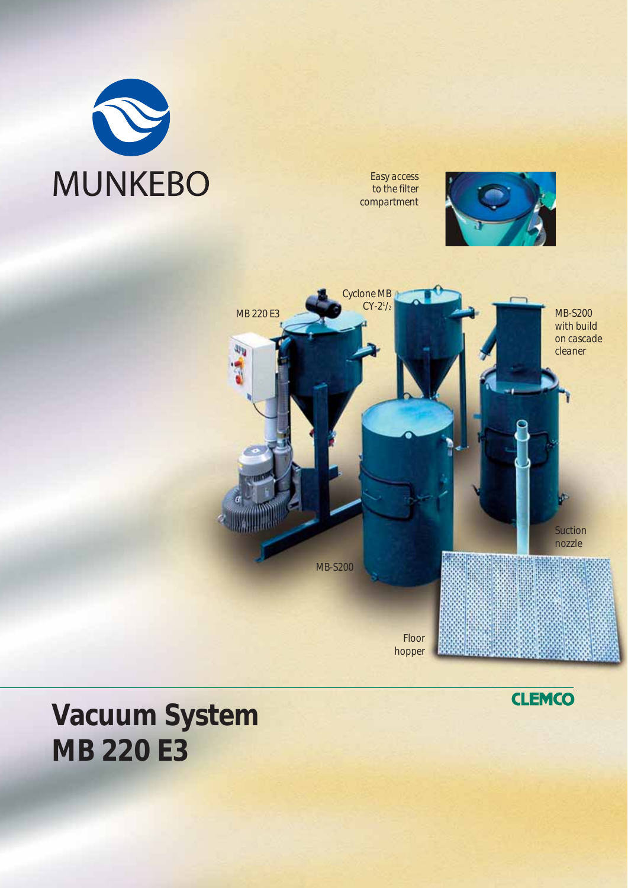MUNKEBO

Easy access to the filter compartment

MB 220 E3

Cyclone MB CY-2 1/2

MB-S200 with build on cascade cleaner

Suction nozzle

MB-S200

Floor hopper

CLEMCO

# Vacuum System MB 220 E3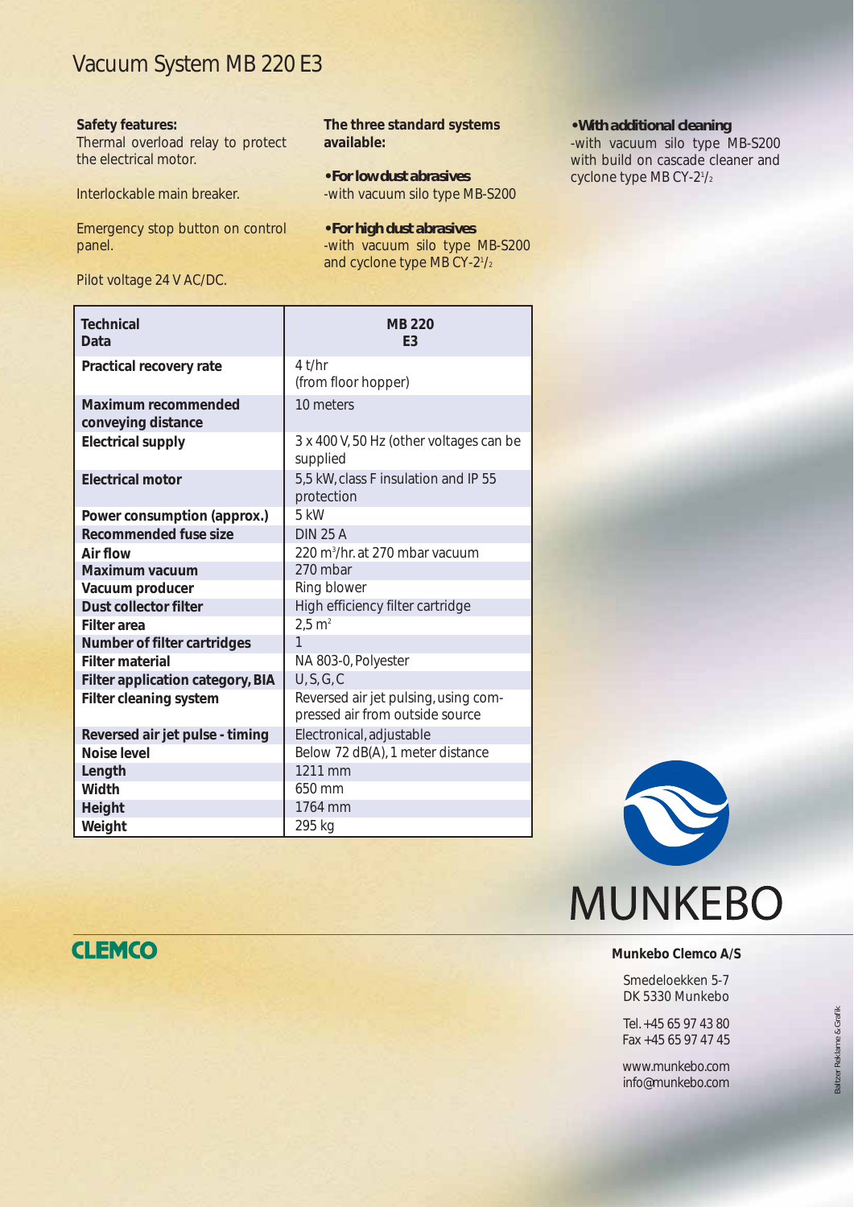# Vacuum System MB 220 E3

**Safety features:**
Thermal overload relay to protect the electrical motor.

Interlockable main breaker.

Emergency stop button on control panel.

Pilot voltage 24 V AC/DC.

**The three standard systems available:**

**• For low dust abrasives**
-with vacuum silo type MB-S200

**• For high dust abrasives**
-with vacuum silo type MB-S200 and cyclone type MB CY-2 1/2

**• With additional cleaning**
-with vacuum silo type MB-S200 with build on cascade cleaner and cyclone type MB CY-2 1/2

| Technical Data | MB 220 E3 |
|---|---|
| **Practical recovery rate** | 4 t/hr (from floor hopper) |
| **Maximum recommended conveying distance** | 10 meters |
| **Electrical supply** | 3 x 400 V, 50 Hz (other voltages can be supplied |
| **Electrical motor** | 5,5 kW, class F insulation and IP 55 protection |
| **Power consumption (approx.)** | 5 kW |
| **Recommended fuse size** | DIN 25 A |
| **Air flow** | 220 $m^3$/hr. at 270 mbar vacuum |
| **Maximum vacuum** | 270 mbar |
| **Vacuum producer** | Ring blower |
| **Dust collector filter** | High efficiency filter cartridge |
| **Filter area** | 2,5 $m^2$ |
| **Number of filter cartridges** | 1 |
| **Filter material** | NA 803-0, Polyester |
| **Filter application category, BIA** | U, S, G, C |
| **Filter cleaning system** | Reversed air jet pulsing, using compressed air from outside source |
| **Reversed air jet pulse - timing** | Electronical, adjustable |
| **Noise level** | Below 72 dB(A), 1 meter distance |
| **Length** | 1211 mm |
| **Width** | 650 mm |
| **Height** | 1764 mm |
| **Weight** | 295 kg |

CLEMCO

MUNKEBO

**Munkebo Clemco A/S**

Smedeloekken 5-7
DK 5330 Munkebo

Tel. +45 65 97 43 80
Fax +45 65 97 47 45

www.munkebo.com
info@munkebo.com

Baltzer Reklame & Grafik